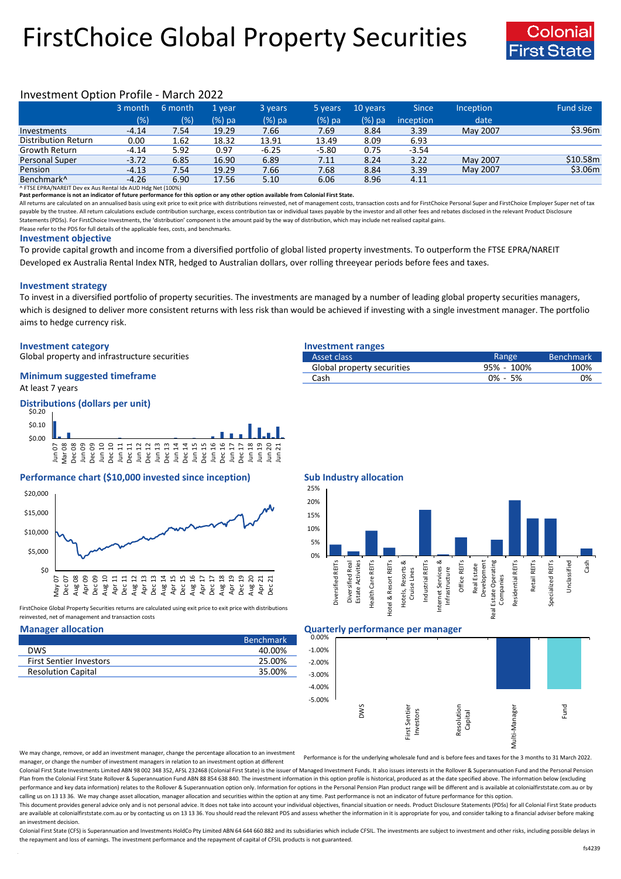# FirstChoice Global Property Securities

Colonial First State

## Investment Option Profile - March 2022

| | 3 month (%) | 6 month (%) | 1 year (%) pa | 3 years (%) pa | 5 years (%) pa | 10 years (%) pa | Since inception | Inception date | Fund size |
|---|---|---|---|---|---|---|---|---|---|
| Investments | -4.14 | 7.54 | 19.29 | 7.66 | 7.69 | 8.84 | 3.39 | May 2007 | $3.96m |
| Distribution Return | 0.00 | 1.62 | 18.32 | 13.91 | 13.49 | 8.09 | 6.93 | | |
| Growth Return | -4.14 | 5.92 | 0.97 | -6.25 | -5.80 | 0.75 | -3.54 | | |
| Personal Super | -3.72 | 6.85 | 16.90 | 6.89 | 7.11 | 8.24 | 3.22 | May 2007 | $10.58m |
| Pension | -4.13 | 7.54 | 19.29 | 7.66 | 7.68 | 8.84 | 3.39 | May 2007 | $3.06m |
| Benchmark^ | -4.26 | 6.90 | 17.56 | 5.10 | 6.06 | 8.96 | 4.11 | | |

^ FTSE EPRA/NAREIT Dev ex Aus Rental Idx AUD Hdg Net (100%)

**Past performance is not an indicator of future performance for this option or any other option available from Colonial First State.**

All returns are calculated on an annualised basis using exit price to exit price with distributions reinvested, net of management costs, transaction costs and for FirstChoice Personal Super and FirstChoice Employer Super net of tax payable by the trustee. All return calculations exclude contribution surcharge, excess contribution tax or individual taxes payable by the investor and all other fees and rebates disclosed in the relevant Product Disclosure Statements (PDSs). For FirstChoice Investments, the 'distribution' component is the amount paid by the way of distribution, which may include net realised capital gains.

Please refer to the PDS for full details of the applicable fees, costs, and benchmarks.

### Investment objective

To provide capital growth and income from a diversified portfolio of global listed property investments. To outperform the FTSE EPRA/NAREIT Developed ex Australia Rental Index NTR, hedged to Australian dollars, over rolling threeyear periods before fees and taxes.

### Investment strategy

To invest in a diversified portfolio of property securities. The investments are managed by a number of leading global property securities managers, which is designed to deliver more consistent returns with less risk than would be achieved if investing with a single investment manager. The portfolio aims to hedge currency risk.

### Investment category

Global property and infrastructure securities

### Minimum suggested timeframe

At least 7 years

### Investment ranges

| Asset class | Range | Benchmark |
|---|---|---|
| Global property securities | 95% - 100% | 100% |
| Cash | 0% - 5% | 0% |

### Distributions (dollars per unit)

### Performance chart ($10,000 invested since inception)

FirstChoice Global Property Securities returns are calculated using exit price to exit price with distributions reinvested, net of management and transaction costs

### Sub Industry allocation

### Manager allocation

| | Benchmark |
|---|---|
| DWS | 40.00% |
| First Sentier Investors | 25.00% |
| Resolution Capital | 35.00% |

We may change, remove, or add an investment manager, change the percentage allocation to an investment manager, or change the number of investment managers in relation to an investment option at different

### Quarterly performance per manager

Performance is for the underlying wholesale fund and is before fees and taxes for the 3 months to 31 March 2022.

Colonial First State Investments Limited ABN 98 002 348 352, AFSL 232468 (Colonial First State) is the issuer of Managed Investment Funds. It also issues interests in the Rollover & Superannuation Fund and the Personal Pension Plan from the Colonial First State Rollover & Superannuation Fund ABN 88 854 638 840. The investment information in this option profile is historical, produced as at the date specified above. The information below (excluding performance and key data information) relates to the Rollover & Superannuation option only. Information for options in the Personal Pension Plan product range will be different and is available at colonialfirststate.com.au or by calling us on 13 13 36. We may change asset allocation, manager allocation and securities within the option at any time. Past performance is not an indicator of future performance.

This document provides general advice only and is not personal advice. It does not take into account your individual objectives, financial situation or needs. Product Disclosure Statements (PDSs) for all Colonial First State products are available at colonialfirststate.com.au or by contacting us on 13 13 36. You should read the relevant PDS and assess whether the information in it is appropriate for you, and consider talking to a financial adviser before making an investment decision.

Colonial First State (CFS) is Superannuation and Investments HoldCo Pty Limited ABN 64 644 660 882 and its subsidiaries which include CFSIL. The investments are subject to investment and other risks, including possible delays in the repayment and loss of earnings. The investment performance and the repayment of capital of CFSIL products is not guaranteed.

fs4239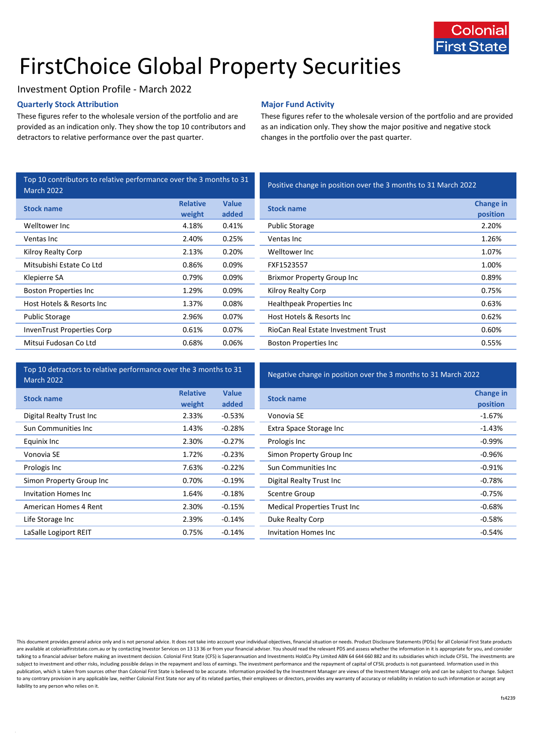# FirstChoice Global Property Securities

Investment Option Profile - March 2022

### Quarterly Stock Attribution

These figures refer to the wholesale version of the portfolio and are provided as an indication only. They show the top 10 contributors and detractors to relative performance over the past quarter.

**Top 10 contributors to relative performance over the 3 months to 31 March 2022**

| Stock name | Relative weight | Value added |
|---|---|---|
| Welltower Inc | 4.18% | 0.41% |
| Ventas Inc | 2.40% | 0.25% |
| Kilroy Realty Corp | 2.13% | 0.20% |
| Mitsubishi Estate Co Ltd | 0.86% | 0.09% |
| Klepierre SA | 0.79% | 0.09% |
| Boston Properties Inc | 1.29% | 0.09% |
| Host Hotels & Resorts Inc | 1.37% | 0.08% |
| Public Storage | 2.96% | 0.07% |
| InvenTrust Properties Corp | 0.61% | 0.07% |
| Mitsui Fudosan Co Ltd | 0.68% | 0.06% |

**Top 10 detractors to relative performance over the 3 months to 31 March 2022**

| Stock name | Relative weight | Value added |
|---|---|---|
| Digital Realty Trust Inc | 2.33% | -0.53% |
| Sun Communities Inc | 1.43% | -0.28% |
| Equinix Inc | 2.30% | -0.27% |
| Vonovia SE | 1.72% | -0.23% |
| Prologis Inc | 7.63% | -0.22% |
| Simon Property Group Inc | 0.70% | -0.19% |
| Invitation Homes Inc | 1.64% | -0.18% |
| American Homes 4 Rent | 2.30% | -0.15% |
| Life Storage Inc | 2.39% | -0.14% |
| LaSalle Logiport REIT | 0.75% | -0.14% |

### Major Fund Activity

These figures refer to the wholesale version of the portfolio and are provided as an indication only. They show the major positive and negative stock changes in the portfolio over the past quarter.

**Positive change in position over the 3 months to 31 March 2022**

| Stock name | Change in position |
|---|---|
| Public Storage | 2.20% |
| Ventas Inc | 1.26% |
| Welltower Inc | 1.07% |
| FXF1523557 | 1.00% |
| Brixmor Property Group Inc | 0.89% |
| Kilroy Realty Corp | 0.75% |
| Healthpeak Properties Inc | 0.63% |
| Host Hotels & Resorts Inc | 0.62% |
| RioCan Real Estate Investment Trust | 0.60% |
| Boston Properties Inc | 0.55% |

**Negative change in position over the 3 months to 31 March 2022**

| Stock name | Change in position |
|---|---|
| Vonovia SE | -1.67% |
| Extra Space Storage Inc | -1.43% |
| Prologis Inc | -0.99% |
| Simon Property Group Inc | -0.96% |
| Sun Communities Inc | -0.91% |
| Digital Realty Trust Inc | -0.78% |
| Scentre Group | -0.75% |
| Medical Properties Trust Inc | -0.68% |
| Duke Realty Corp | -0.58% |
| Invitation Homes Inc | -0.54% |

This document provides general advice only and is not personal advice. It does not take into account your individual objectives, financial situation or needs. Product Disclosure Statements (PDSs) for all Colonial First State products are available at colonialfirststate.com.au or by contacting Investor Services on 13 13 36 or from your financial adviser. You should read the relevant PDS and assess whether the information in it is appropriate for you, and consider talking to a financial adviser before making an investment decision. Colonial First State (CFS) is Superannuation and Investments HoldCo Pty Limited ABN 64 644 660 882 and its subsidiaries which include CFSIL. The investments are subject to investment and other risks, including possible delays in the repayment and loss of earnings. The investment performance and the repayment of capital of CFSIL products is not guaranteed. Information used in this publication, which is taken from sources other than Colonial First State is believed to be accurate. Information provided by the Investment Manager are views of the Investment Manager only and can be subject to change. Subject to any contrary provision in any applicable law, neither Colonial First State nor any of its related parties, their employees or directors, provides any warranty of accuracy or reliability in relation to such information or accept any liability to any person who relies on it.

fs4239